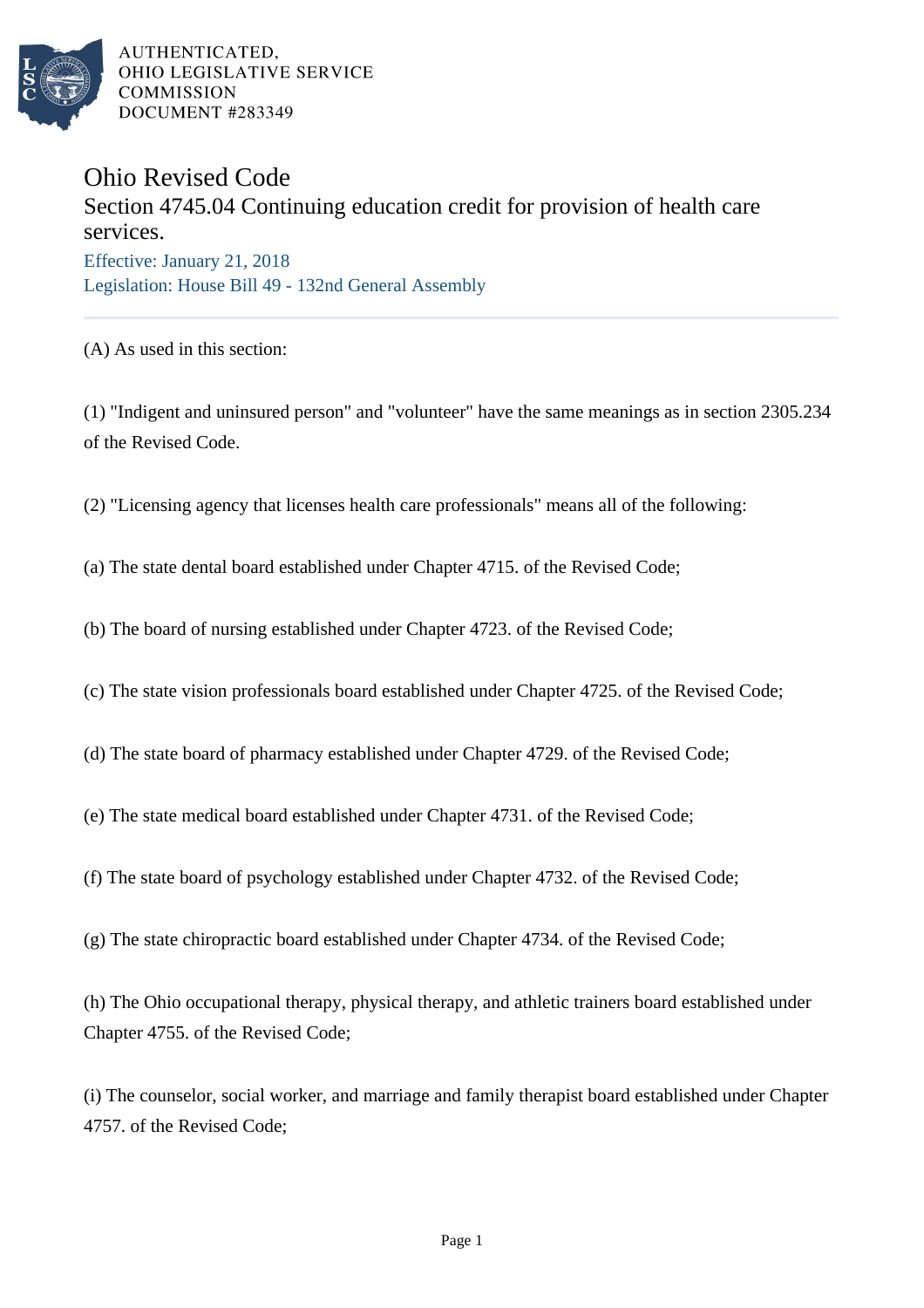AUTHENTICATED,
OHIO LEGISLATIVE SERVICE
COMMISSION
DOCUMENT #283349

# Ohio Revised Code

## Section 4745.04 Continuing education credit for provision of health care services.

Effective: January 21, 2018

Legislation: House Bill 49 - 132nd General Assembly

(A) As used in this section:

(1) "Indigent and uninsured person" and "volunteer" have the same meanings as in section 2305.234 of the Revised Code.

(2) "Licensing agency that licenses health care professionals" means all of the following:

(a) The state dental board established under Chapter 4715. of the Revised Code;

(b) The board of nursing established under Chapter 4723. of the Revised Code;

(c) The state vision professionals board established under Chapter 4725. of the Revised Code;

(d) The state board of pharmacy established under Chapter 4729. of the Revised Code;

(e) The state medical board established under Chapter 4731. of the Revised Code;

(f) The state board of psychology established under Chapter 4732. of the Revised Code;

(g) The state chiropractic board established under Chapter 4734. of the Revised Code;

(h) The Ohio occupational therapy, physical therapy, and athletic trainers board established under Chapter 4755. of the Revised Code;

(i) The counselor, social worker, and marriage and family therapist board established under Chapter 4757. of the Revised Code;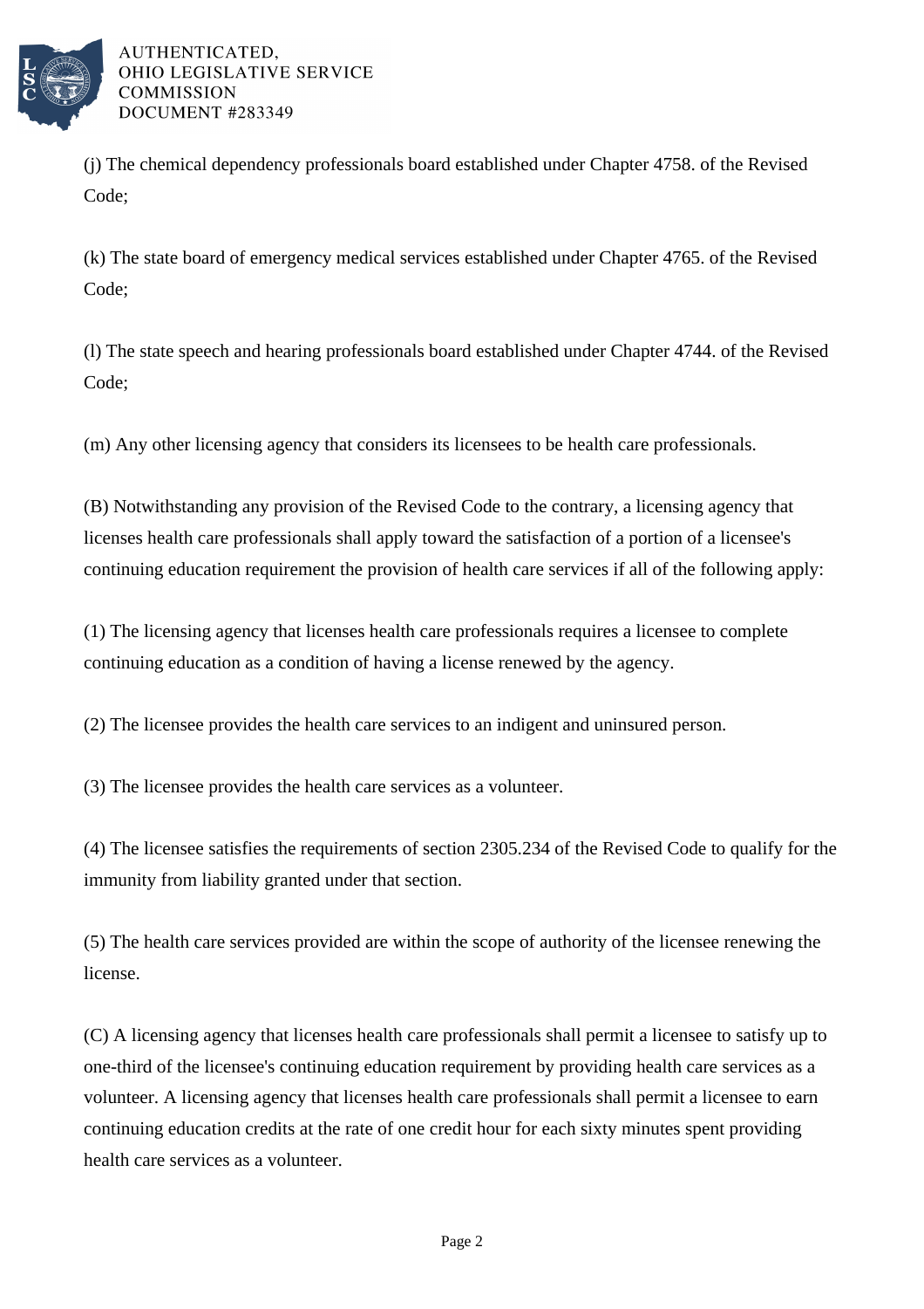(j) The chemical dependency professionals board established under Chapter 4758. of the Revised Code;

(k) The state board of emergency medical services established under Chapter 4765. of the Revised Code;

(l) The state speech and hearing professionals board established under Chapter 4744. of the Revised Code;

(m) Any other licensing agency that considers its licensees to be health care professionals.

(B) Notwithstanding any provision of the Revised Code to the contrary, a licensing agency that licenses health care professionals shall apply toward the satisfaction of a portion of a licensee's continuing education requirement the provision of health care services if all of the following apply:

(1) The licensing agency that licenses health care professionals requires a licensee to complete continuing education as a condition of having a license renewed by the agency.

(2) The licensee provides the health care services to an indigent and uninsured person.

(3) The licensee provides the health care services as a volunteer.

(4) The licensee satisfies the requirements of section 2305.234 of the Revised Code to qualify for the immunity from liability granted under that section.

(5) The health care services provided are within the scope of authority of the licensee renewing the license.

(C) A licensing agency that licenses health care professionals shall permit a licensee to satisfy up to one-third of the licensee's continuing education requirement by providing health care services as a volunteer. A licensing agency that licenses health care professionals shall permit a licensee to earn continuing education credits at the rate of one credit hour for each sixty minutes spent providing health care services as a volunteer.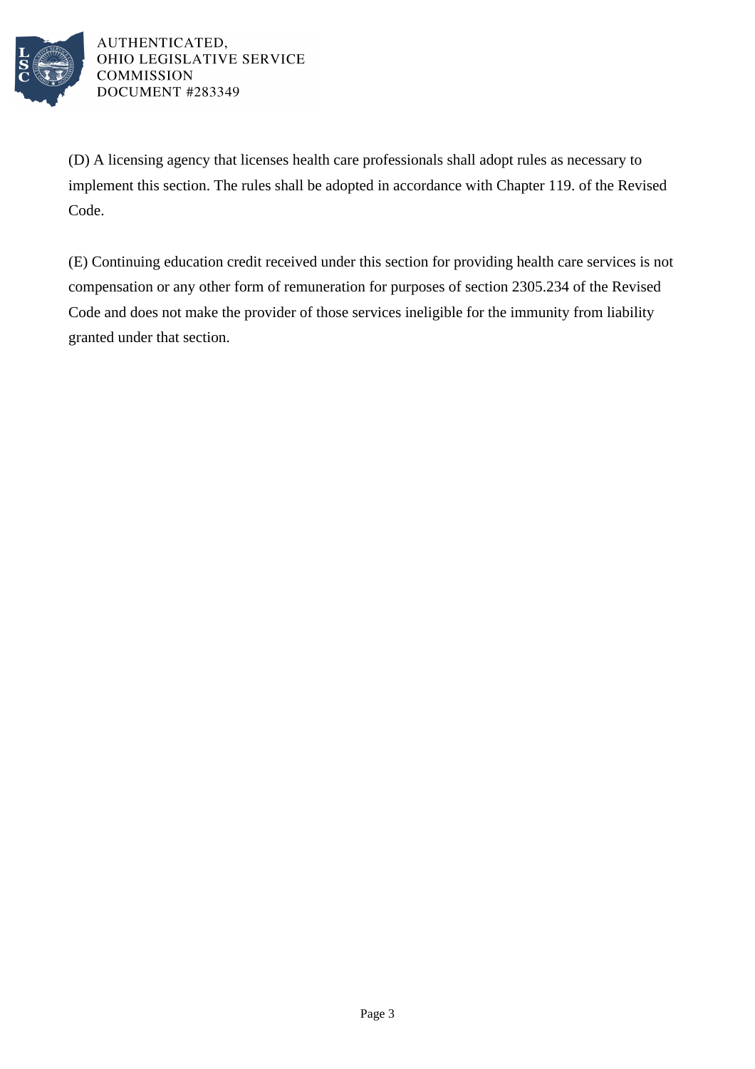(D) A licensing agency that licenses health care professionals shall adopt rules as necessary to implement this section. The rules shall be adopted in accordance with Chapter 119. of the Revised Code.

(E) Continuing education credit received under this section for providing health care services is not compensation or any other form of remuneration for purposes of section 2305.234 of the Revised Code and does not make the provider of those services ineligible for the immunity from liability granted under that section.